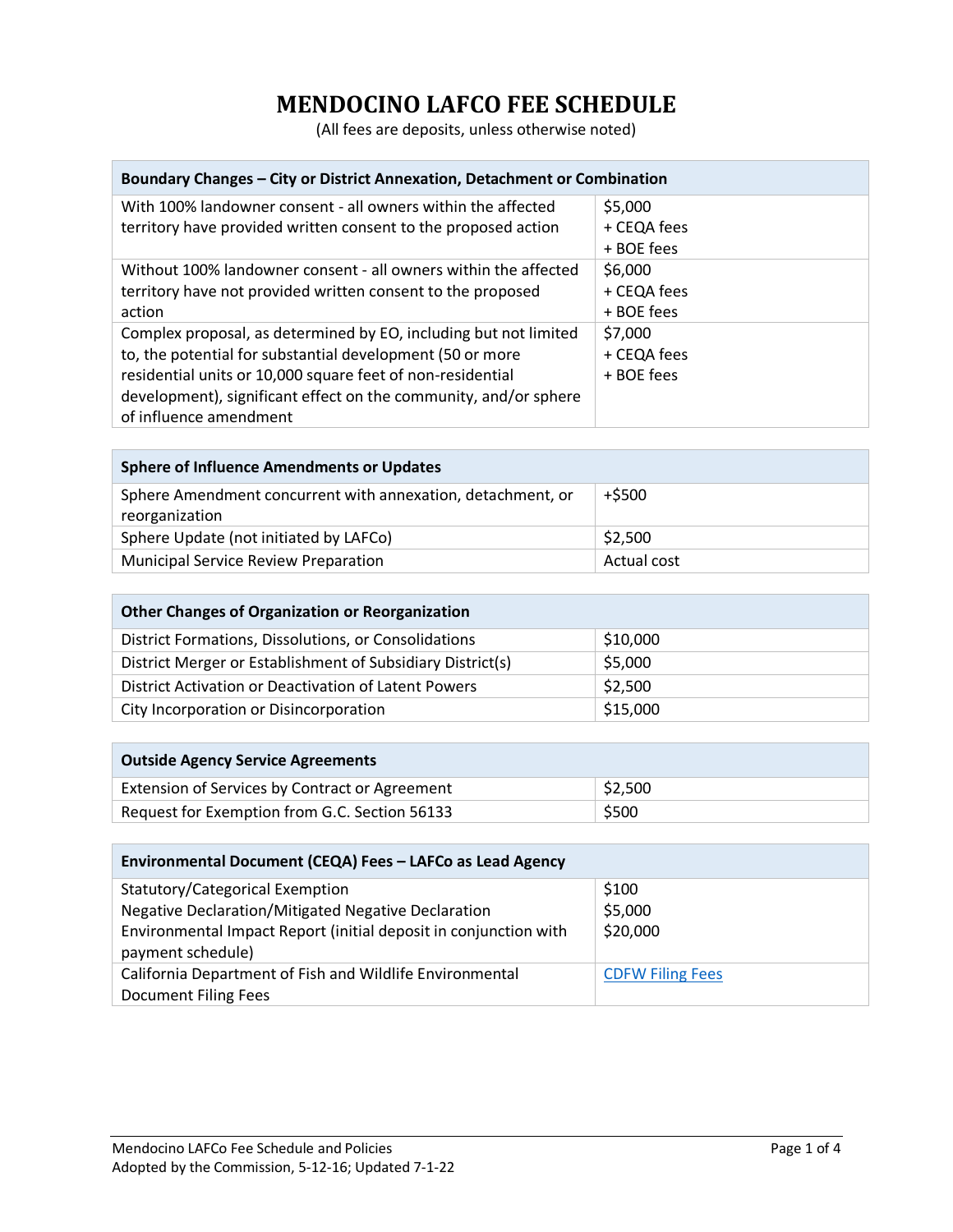# MENDOCINO LAFCO FEE SCHEDULE

(All fees are deposits, unless otherwise noted)

| Boundary Changes – City or District Annexation, Detachment or Combination | |
|---|---|
| With 100% landowner consent - all owners within the affected territory have provided written consent to the proposed action | $5,000<br>+ CEQA fees<br>+ BOE fees |
| Without 100% landowner consent - all owners within the affected territory have not provided written consent to the proposed action | $6,000<br>+ CEQA fees<br>+ BOE fees |
| Complex proposal, as determined by EO, including but not limited to, the potential for substantial development (50 or more residential units or 10,000 square feet of non-residential development), significant effect on the community, and/or sphere of influence amendment | $7,000<br>+ CEQA fees<br>+ BOE fees |

| Sphere of Influence Amendments or Updates | |
|---|---|
| Sphere Amendment concurrent with annexation, detachment, or reorganization | +$500 |
| Sphere Update (not initiated by LAFCo) | $2,500 |
| Municipal Service Review Preparation | Actual cost |

| Other Changes of Organization or Reorganization | |
|---|---|
| District Formations, Dissolutions, or Consolidations | $10,000 |
| District Merger or Establishment of Subsidiary District(s) | $5,000 |
| District Activation or Deactivation of Latent Powers | $2,500 |
| City Incorporation or Disincorporation | $15,000 |

| Outside Agency Service Agreements | |
|---|---|
| Extension of Services by Contract or Agreement | $2,500 |
| Request for Exemption from G.C. Section 56133 | $500 |

| Environmental Document (CEQA) Fees – LAFCo as Lead Agency | |
|---|---|
| Statutory/Categorical Exemption<br>Negative Declaration/Mitigated Negative Declaration<br>Environmental Impact Report (initial deposit in conjunction with payment schedule) | $100<br>$5,000<br>$20,000 |
| California Department of Fish and Wildlife Environmental Document Filing Fees | CDFW Filing Fees |

Mendocino LAFCo Fee Schedule and Policies
Adopted by the Commission, 5-12-16; Updated 7-1-22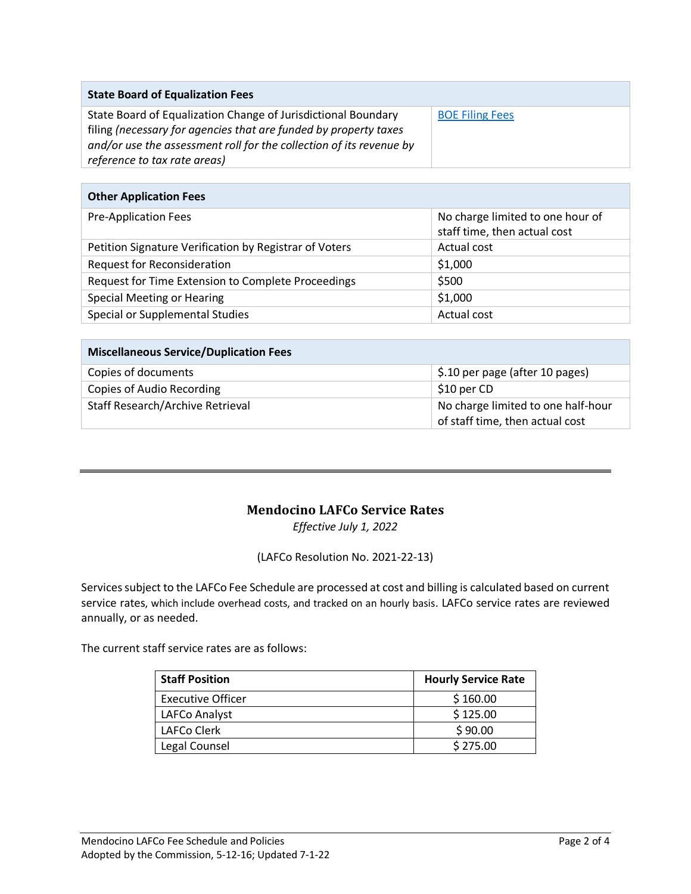| State Board of Equalization Fees | |
|---|---|
| State Board of Equalization Change of Jurisdictional Boundary filing *(necessary for agencies that are funded by property taxes and/or use the assessment roll for the collection of its revenue by reference to tax rate areas)* | [BOE Filing Fees]() |

| Other Application Fees | |
|---|---|
| Pre-Application Fees | No charge limited to one hour of staff time, then actual cost |
| Petition Signature Verification by Registrar of Voters | Actual cost |
| Request for Reconsideration | $1,000 |
| Request for Time Extension to Complete Proceedings | $500 |
| Special Meeting or Hearing | $1,000 |
| Special or Supplemental Studies | Actual cost |

| Miscellaneous Service/Duplication Fees | |
|---|---|
| Copies of documents | $.10 per page (after 10 pages) |
| Copies of Audio Recording | $10 per CD |
| Staff Research/Archive Retrieval | No charge limited to one half-hour of staff time, then actual cost |

---

## Mendocino LAFCo Service Rates

*Effective July 1, 2022*

(LAFCo Resolution No. 2021-22-13)

Services subject to the LAFCo Fee Schedule are processed at cost and billing is calculated based on current service rates, which include overhead costs, and tracked on an hourly basis. LAFCo service rates are reviewed annually, or as needed.

The current staff service rates are as follows:

| Staff Position | Hourly Service Rate |
|---|---|
| Executive Officer | $ 160.00 |
| LAFCo Analyst | $ 125.00 |
| LAFCo Clerk | $ 90.00 |
| Legal Counsel | $ 275.00 |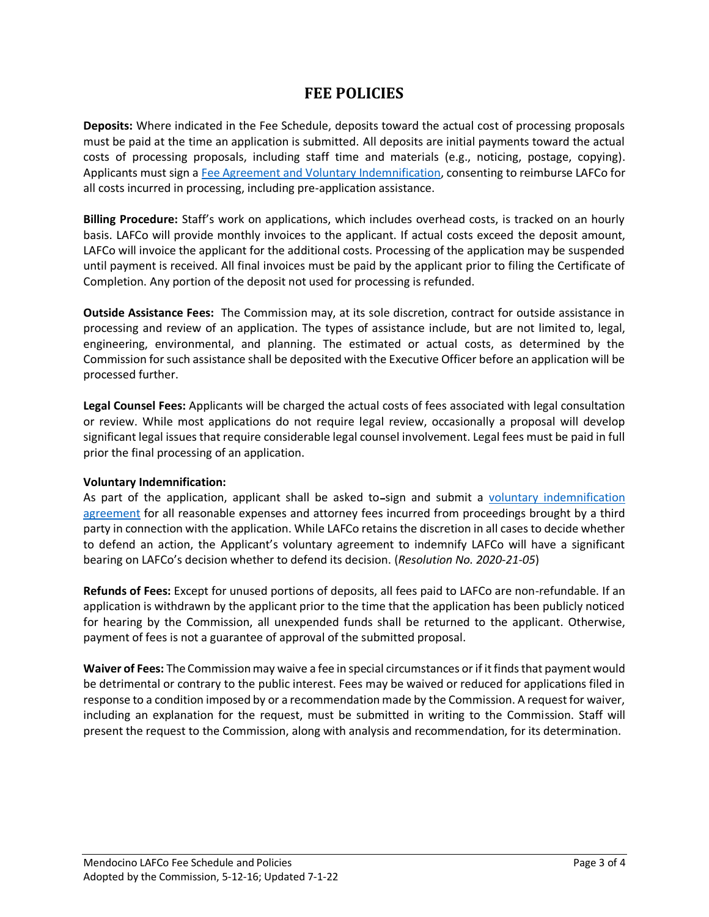# FEE POLICIES

**Deposits:** Where indicated in the Fee Schedule, deposits toward the actual cost of processing proposals must be paid at the time an application is submitted. All deposits are initial payments toward the actual costs of processing proposals, including staff time and materials (e.g., noticing, postage, copying). Applicants must sign a Fee Agreement and Voluntary Indemnification, consenting to reimburse LAFCo for all costs incurred in processing, including pre-application assistance.

**Billing Procedure:** Staff's work on applications, which includes overhead costs, is tracked on an hourly basis. LAFCo will provide monthly invoices to the applicant. If actual costs exceed the deposit amount, LAFCo will invoice the applicant for the additional costs. Processing of the application may be suspended until payment is received. All final invoices must be paid by the applicant prior to filing the Certificate of Completion. Any portion of the deposit not used for processing is refunded.

**Outside Assistance Fees:** The Commission may, at its sole discretion, contract for outside assistance in processing and review of an application. The types of assistance include, but are not limited to, legal, engineering, environmental, and planning. The estimated or actual costs, as determined by the Commission for such assistance shall be deposited with the Executive Officer before an application will be processed further.

**Legal Counsel Fees:** Applicants will be charged the actual costs of fees associated with legal consultation or review. While most applications do not require legal review, occasionally a proposal will develop significant legal issues that require considerable legal counsel involvement. Legal fees must be paid in full prior the final processing of an application.

**Voluntary Indemnification:**
As part of the application, applicant shall be asked to sign and submit a voluntary indemnification agreement for all reasonable expenses and attorney fees incurred from proceedings brought by a third party in connection with the application. While LAFCo retains the discretion in all cases to decide whether to defend an action, the Applicant's voluntary agreement to indemnify LAFCo will have a significant bearing on LAFCo's decision whether to defend its decision. (*Resolution No. 2020-21-05*)

**Refunds of Fees:** Except for unused portions of deposits, all fees paid to LAFCo are non-refundable. If an application is withdrawn by the applicant prior to the time that the application has been publicly noticed for hearing by the Commission, all unexpended funds shall be returned to the applicant. Otherwise, payment of fees is not a guarantee of approval of the submitted proposal.

**Waiver of Fees:** The Commission may waive a fee in special circumstances or if it finds that payment would be detrimental or contrary to the public interest. Fees may be waived or reduced for applications filed in response to a condition imposed by or a recommendation made by the Commission. A request for waiver, including an explanation for the request, must be submitted in writing to the Commission. Staff will present the request to the Commission, along with analysis and recommendation, for its determination.